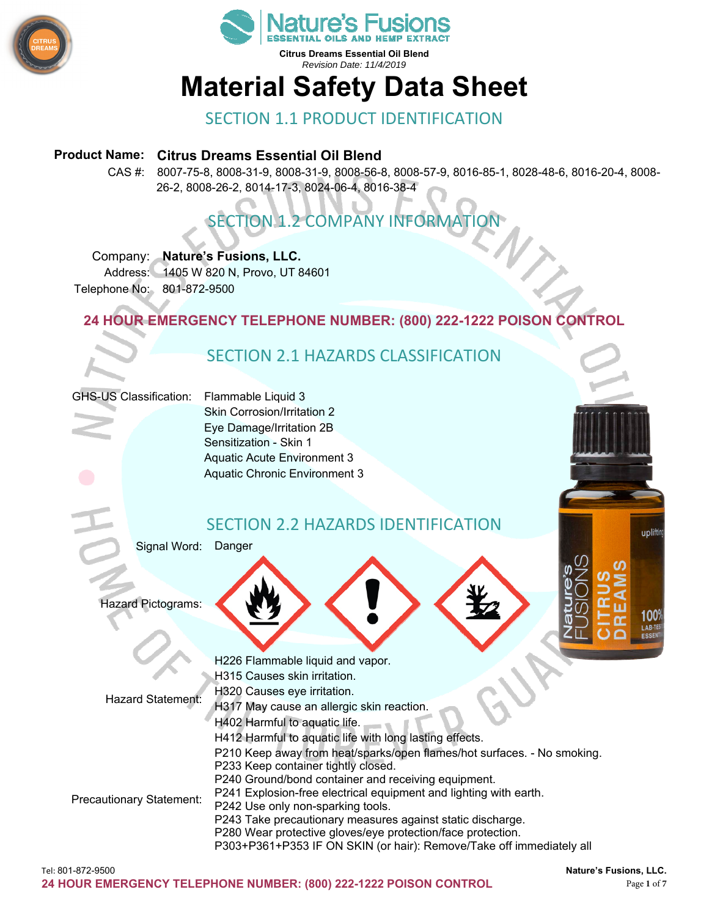Citrus Dreams Essential Oil Blend
*Revision Date: 11/4/2019*

# Material Safety Data Sheet

## SECTION 1.1 PRODUCT IDENTIFICATION

**Product Name: Citrus Dreams Essential Oil Blend**

CAS #: 8007-75-8, 8008-31-9, 8008-31-9, 8008-56-8, 8008-57-9, 8016-85-1, 8028-48-6, 8016-20-4, 8008-26-2, 8008-26-2, 8014-17-3, 8024-06-4, 8016-38-4

## SECTION 1.2 COMPANY INFORMATION

Company: **Nature's Fusions, LLC.**
Address: 1405 W 820 N, Provo, UT 84601
Telephone No: 801-872-9500

**24 HOUR EMERGENCY TELEPHONE NUMBER: (800) 222-1222 POISON CONTROL**

## SECTION 2.1 HAZARDS CLASSIFICATION

GHS-US Classification:
- Flammable Liquid 3
- Skin Corrosion/Irritation 2
- Eye Damage/Irritation 2B
- Sensitization - Skin 1
- Aquatic Acute Environment 3
- Aquatic Chronic Environment 3

## SECTION 2.2 HAZARDS IDENTIFICATION

Signal Word: Danger

Hazard Pictograms:

Hazard Statement:
- H226 Flammable liquid and vapor.
- H315 Causes skin irritation.
- H320 Causes eye irritation.
- H317 May cause an allergic skin reaction.
- H402 Harmful to aquatic life.
- H412 Harmful to aquatic life with long lasting effects.

Precautionary Statement:
- P210 Keep away from heat/sparks/open flames/hot surfaces. - No smoking.
- P233 Keep container tightly closed.
- P240 Ground/bond container and receiving equipment.
- P241 Explosion-free electrical equipment and lighting with earth.
- P242 Use only non-sparking tools.
- P243 Take precautionary measures against static discharge.
- P280 Wear protective gloves/eye protection/face protection.
- P303+P361+P353 IF ON SKIN (or hair): Remove/Take off immediately all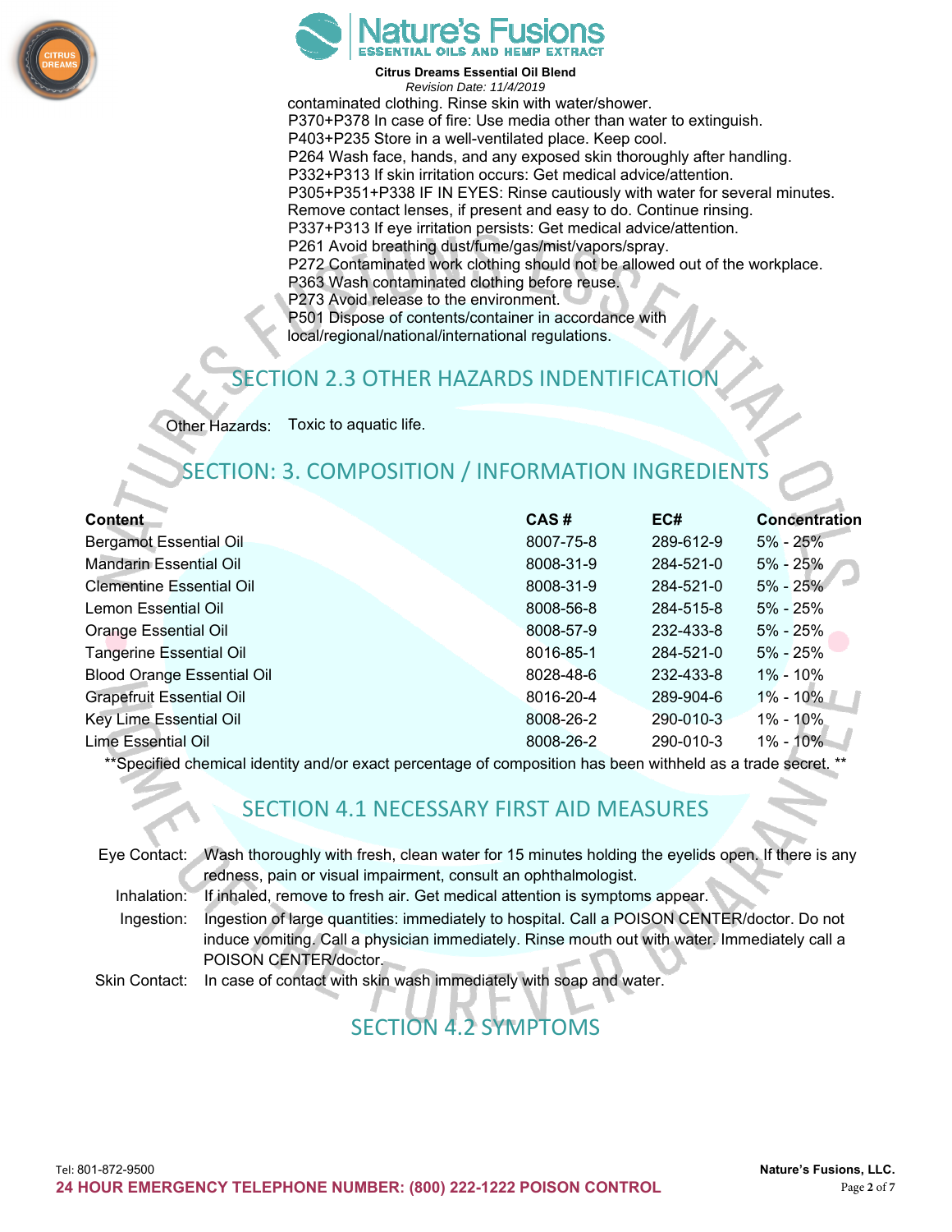contaminated clothing. Rinse skin with water/shower.
P370+P378 In case of fire: Use media other than water to extinguish.
P403+P235 Store in a well-ventilated place. Keep cool.
P264 Wash face, hands, and any exposed skin thoroughly after handling.
P332+P313 If skin irritation occurs: Get medical advice/attention.
P305+P351+P338 IF IN EYES: Rinse cautiously with water for several minutes. Remove contact lenses, if present and easy to do. Continue rinsing.
P337+P313 If eye irritation persists: Get medical advice/attention.
P261 Avoid breathing dust/fume/gas/mist/vapors/spray.
P272 Contaminated work clothing should not be allowed out of the workplace.
P363 Wash contaminated clothing before reuse.
P273 Avoid release to the environment.
P501 Dispose of contents/container in accordance with local/regional/national/international regulations.

## SECTION 2.3 OTHER HAZARDS INDENTIFICATION

Other Hazards: Toxic to aquatic life.

## SECTION: 3. COMPOSITION / INFORMATION INGREDIENTS

| Content | CAS # | EC# | Concentration |
|---|---|---|---|
| Bergamot Essential Oil | 8007-75-8 | 289-612-9 | 5% - 25% |
| Mandarin Essential Oil | 8008-31-9 | 284-521-0 | 5% - 25% |
| Clementine Essential Oil | 8008-31-9 | 284-521-0 | 5% - 25% |
| Lemon Essential Oil | 8008-56-8 | 284-515-8 | 5% - 25% |
| Orange Essential Oil | 8008-57-9 | 232-433-8 | 5% - 25% |
| Tangerine Essential Oil | 8016-85-1 | 284-521-0 | 5% - 25% |
| Blood Orange Essential Oil | 8028-48-6 | 232-433-8 | 1% - 10% |
| Grapefruit Essential Oil | 8016-20-4 | 289-904-6 | 1% - 10% |
| Key Lime Essential Oil | 8008-26-2 | 290-010-3 | 1% - 10% |
| Lime Essential Oil | 8008-26-2 | 290-010-3 | 1% - 10% |

**Specified chemical identity and/or exact percentage of composition has been withheld as a trade secret. **

## SECTION 4.1 NECESSARY FIRST AID MEASURES

Eye Contact: Wash thoroughly with fresh, clean water for 15 minutes holding the eyelids open. If there is any redness, pain or visual impairment, consult an ophthalmologist.

Inhalation: If inhaled, remove to fresh air. Get medical attention is symptoms appear.

Ingestion: Ingestion of large quantities: immediately to hospital. Call a POISON CENTER/doctor. Do not induce vomiting. Call a physician immediately. Rinse mouth out with water. Immediately call a POISON CENTER/doctor.

Skin Contact: In case of contact with skin wash immediately with soap and water.

## SECTION 4.2 SYMPTOMS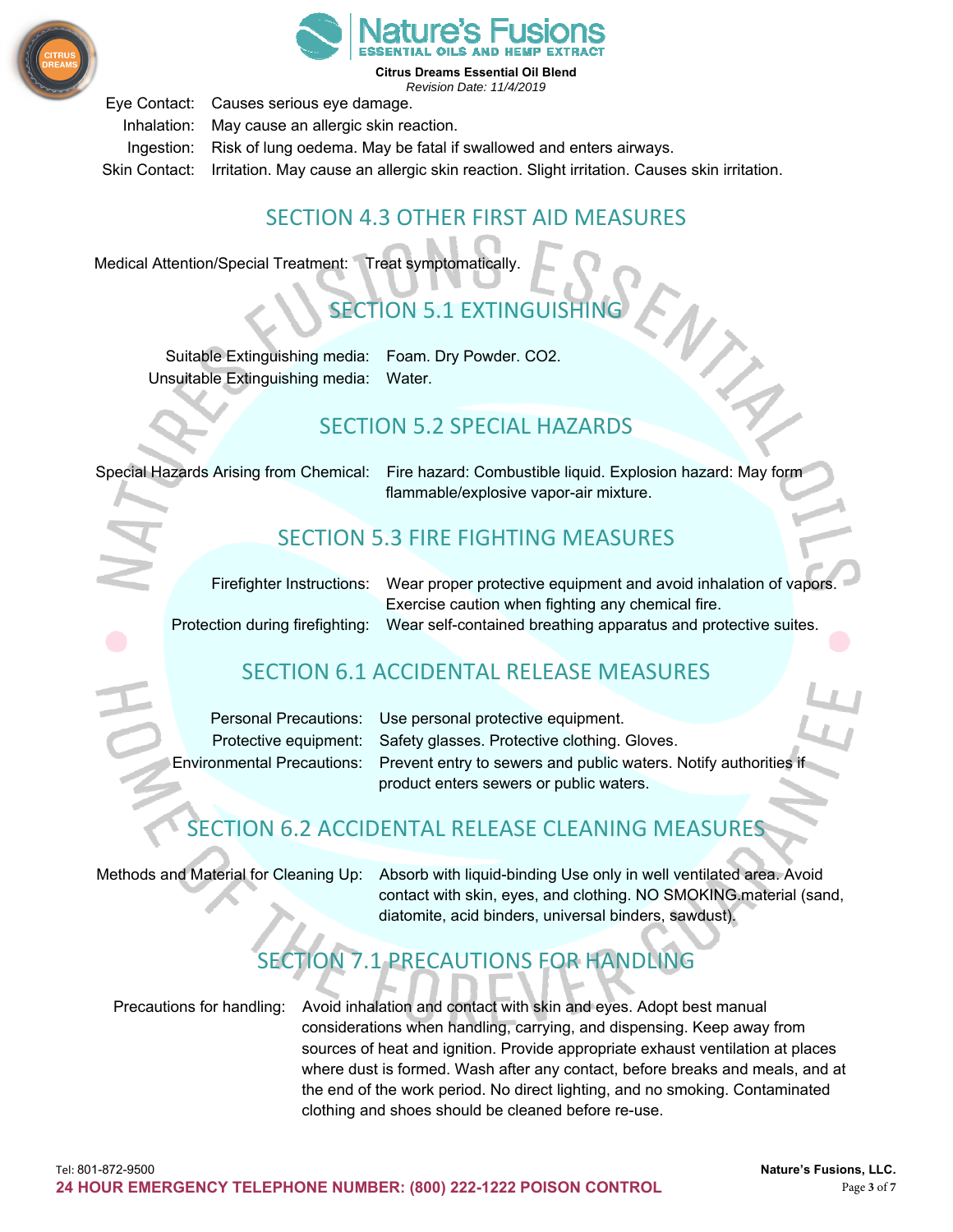| | |
|---|---|
| Eye Contact: | Causes serious eye damage. |
| Inhalation: | May cause an allergic skin reaction. |
| Ingestion: | Risk of lung oedema. May be fatal if swallowed and enters airways. |
| Skin Contact: | Irritation. May cause an allergic skin reaction. Slight irritation. Causes skin irritation. |

## SECTION 4.3 OTHER FIRST AID MEASURES

Medical Attention/Special Treatment: Treat symptomatically.

## SECTION 5.1 EXTINGUISHING

| | |
|---|---|
| Suitable Extinguishing media: | Foam. Dry Powder. $CO_2$. |
| Unsuitable Extinguishing media: | Water. |

## SECTION 5.2 SPECIAL HAZARDS

Special Hazards Arising from Chemical: Fire hazard: Combustible liquid. Explosion hazard: May form flammable/explosive vapor-air mixture.

## SECTION 5.3 FIRE FIGHTING MEASURES

| | |
|---|---|
| Firefighter Instructions: | Wear proper protective equipment and avoid inhalation of vapors. Exercise caution when fighting any chemical fire. |
| Protection during firefighting: | Wear self-contained breathing apparatus and protective suites. |

## SECTION 6.1 ACCIDENTAL RELEASE MEASURES

| | |
|---|---|
| Personal Precautions: | Use personal protective equipment. |
| Protective equipment: | Safety glasses. Protective clothing. Gloves. |
| Environmental Precautions: | Prevent entry to sewers and public waters. Notify authorities if product enters sewers or public waters. |

## SECTION 6.2 ACCIDENTAL RELEASE CLEANING MEASURES

Methods and Material for Cleaning Up: Absorb with liquid-binding Use only in well ventilated area. Avoid contact with skin, eyes, and clothing. NO SMOKING.material (sand, diatomite, acid binders, universal binders, sawdust).

## SECTION 7.1 PRECAUTIONS FOR HANDLING

Precautions for handling: Avoid inhalation and contact with skin and eyes. Adopt best manual considerations when handling, carrying, and dispensing. Keep away from sources of heat and ignition. Provide appropriate exhaust ventilation at places where dust is formed. Wash after any contact, before breaks and meals, and at the end of the work period. No direct lighting, and no smoking. Contaminated clothing and shoes should be cleaned before re-use.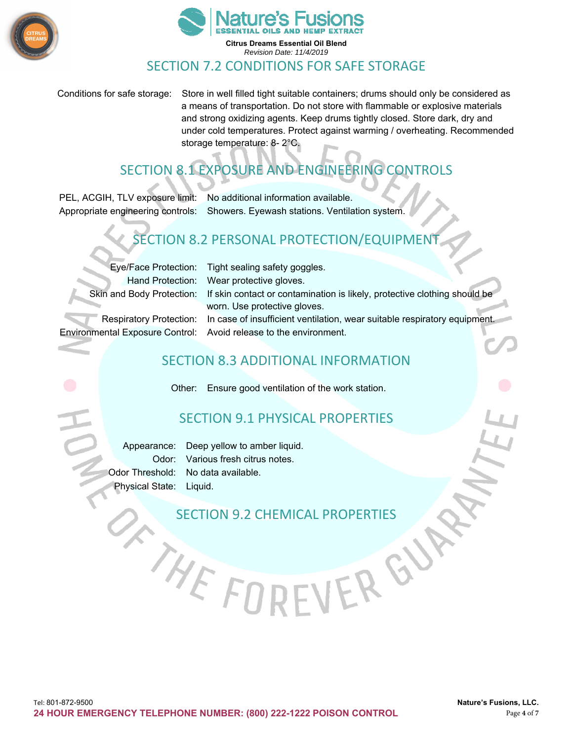## SECTION 7.2 CONDITIONS FOR SAFE STORAGE

Conditions for safe storage: Store in well filled tight suitable containers; drums should only be considered as a means of transportation. Do not store with flammable or explosive materials and strong oxidizing agents. Keep drums tightly closed. Store dark, dry and under cold temperatures. Protect against warming / overheating. Recommended storage temperature: 8- 2°C.

## SECTION 8.1 EXPOSURE AND ENGINEERING CONTROLS

PEL, ACGIH, TLV exposure limit: No additional information available.
Appropriate engineering controls: Showers. Eyewash stations. Ventilation system.

## SECTION 8.2 PERSONAL PROTECTION/EQUIPMENT

Eye/Face Protection: Tight sealing safety goggles.
Hand Protection: Wear protective gloves.
Skin and Body Protection: If skin contact or contamination is likely, protective clothing should be worn. Use protective gloves.
Respiratory Protection: In case of insufficient ventilation, wear suitable respiratory equipment.
Environmental Exposure Control: Avoid release to the environment.

## SECTION 8.3 ADDITIONAL INFORMATION

Other: Ensure good ventilation of the work station.

## SECTION 9.1 PHYSICAL PROPERTIES

Appearance: Deep yellow to amber liquid.
Odor: Various fresh citrus notes.
Odor Threshold: No data available.
Physical State: Liquid.

## SECTION 9.2 CHEMICAL PROPERTIES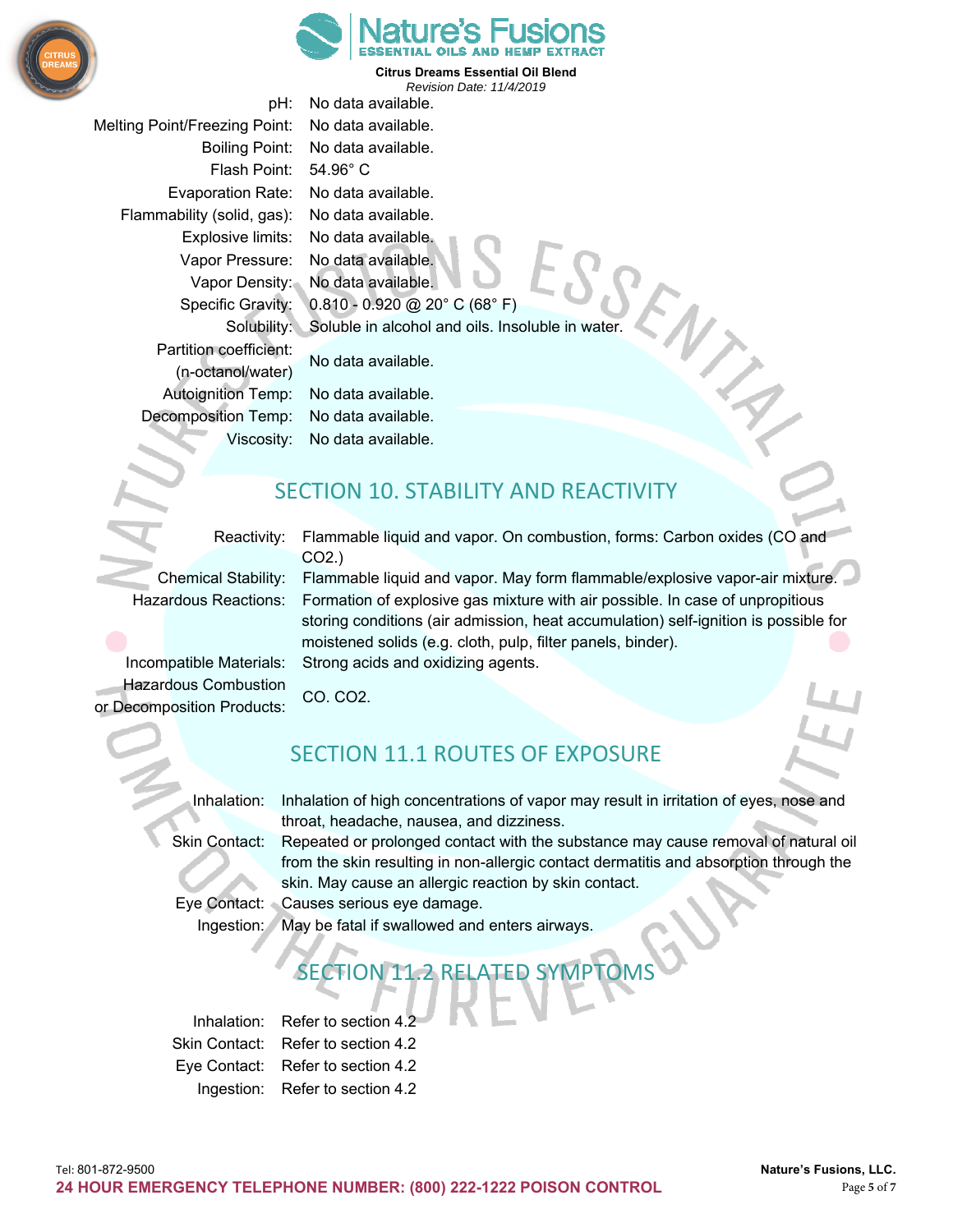| | |
|---|---|
| pH: | No data available. |
| Melting Point/Freezing Point: | No data available. |
| Boiling Point: | No data available. |
| Flash Point: | 54.96° C |
| Evaporation Rate: | No data available. |
| Flammability (solid, gas): | No data available. |
| Explosive limits: | No data available. |
| Vapor Pressure: | No data available. |
| Vapor Density: | No data available. |
| Specific Gravity: | 0.810 - 0.920 @ 20° C (68° F) |
| Solubility: | Soluble in alcohol and oils. Insoluble in water. |
| Partition coefficient: (n-octanol/water) | No data available. |
| Autoignition Temp: | No data available. |
| Decomposition Temp: | No data available. |
| Viscosity: | No data available. |

## SECTION 10. STABILITY AND REACTIVITY

| | |
|---|---|
| Reactivity: | Flammable liquid and vapor. On combustion, forms: Carbon oxides (CO and $CO_2$.) |
| Chemical Stability: | Flammable liquid and vapor. May form flammable/explosive vapor-air mixture. |
| Hazardous Reactions: | Formation of explosive gas mixture with air possible. In case of unpropitious storing conditions (air admission, heat accumulation) self-ignition is possible for moistened solids (e.g. cloth, pulp, filter panels, binder). |
| Incompatible Materials: | Strong acids and oxidizing agents. |
| Hazardous Combustion or Decomposition Products: | CO. $CO_2$. |

## SECTION 11.1 ROUTES OF EXPOSURE

| | |
|---|---|
| Inhalation: | Inhalation of high concentrations of vapor may result in irritation of eyes, nose and throat, headache, nausea, and dizziness. |
| Skin Contact: | Repeated or prolonged contact with the substance may cause removal of natural oil from the skin resulting in non-allergic contact dermatitis and absorption through the skin. May cause an allergic reaction by skin contact. |
| Eye Contact: | Causes serious eye damage. |
| Ingestion: | May be fatal if swallowed and enters airways. |

## SECTION 11.2 RELATED SYMPTOMS

| | |
|---|---|
| Inhalation: | Refer to section 4.2 |
| Skin Contact: | Refer to section 4.2 |
| Eye Contact: | Refer to section 4.2 |
| Ingestion: | Refer to section 4.2 |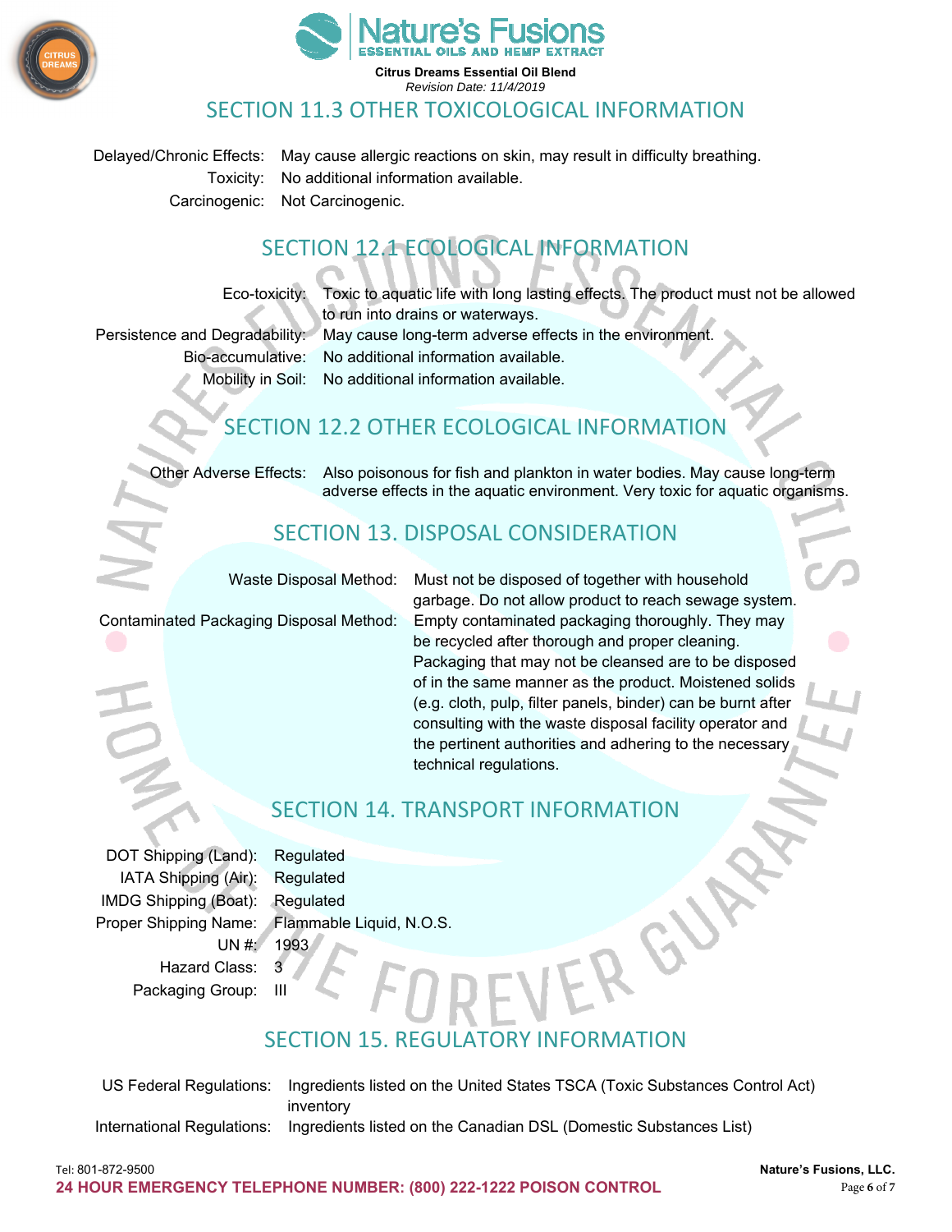## SECTION 11.3 OTHER TOXICOLOGICAL INFORMATION

Delayed/Chronic Effects: May cause allergic reactions on skin, may result in difficulty breathing.
Toxicity: No additional information available.
Carcinogenic: Not Carcinogenic.

## SECTION 12.1 ECOLOGICAL INFORMATION

Eco-toxicity: Toxic to aquatic life with long lasting effects. The product must not be allowed to run into drains or waterways.
Persistence and Degradability: May cause long-term adverse effects in the environment.
Bio-accumulative: No additional information available.
Mobility in Soil: No additional information available.

## SECTION 12.2 OTHER ECOLOGICAL INFORMATION

Other Adverse Effects: Also poisonous for fish and plankton in water bodies. May cause long-term adverse effects in the aquatic environment. Very toxic for aquatic organisms.

## SECTION 13. DISPOSAL CONSIDERATION

Waste Disposal Method: Must not be disposed of together with household garbage. Do not allow product to reach sewage system.
Contaminated Packaging Disposal Method: Empty contaminated packaging thoroughly. They may be recycled after thorough and proper cleaning. Packaging that may not be cleansed are to be disposed of in the same manner as the product. Moistened solids (e.g. cloth, pulp, filter panels, binder) can be burnt after consulting with the waste disposal facility operator and the pertinent authorities and adhering to the necessary technical regulations.

## SECTION 14. TRANSPORT INFORMATION

DOT Shipping (Land): Regulated
IATA Shipping (Air): Regulated
IMDG Shipping (Boat): Regulated
Proper Shipping Name: Flammable Liquid, N.O.S.
UN #: 1993
Hazard Class: 3
Packaging Group: III

## SECTION 15. REGULATORY INFORMATION

US Federal Regulations: Ingredients listed on the United States TSCA (Toxic Substances Control Act) inventory
International Regulations: Ingredients listed on the Canadian DSL (Domestic Substances List)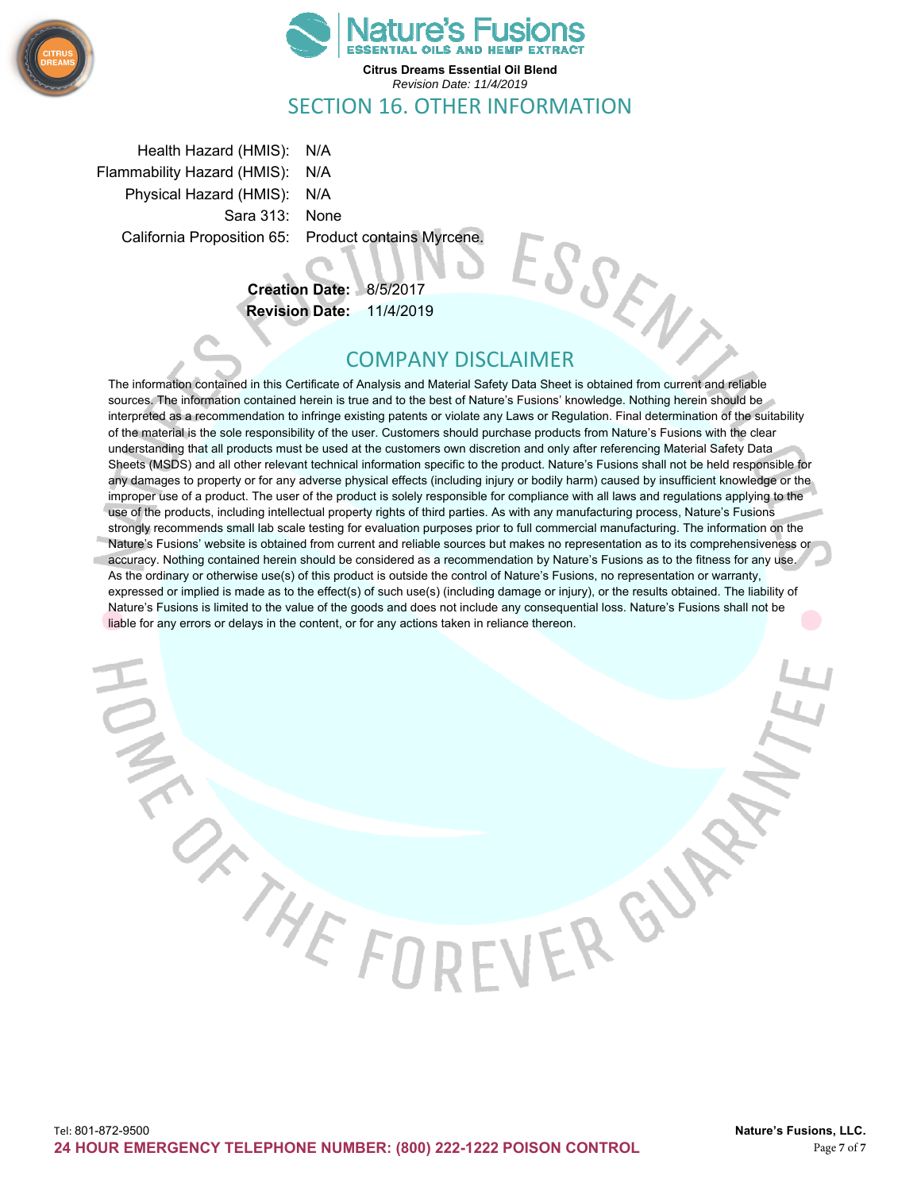## SECTION 16. OTHER INFORMATION

| | |
|---|---|
| Health Hazard (HMIS): | N/A |
| Flammability Hazard (HMIS): | N/A |
| Physical Hazard (HMIS): | N/A |
| Sara 313: | None |
| California Proposition 65: | Product contains Myrcene. |

**Creation Date:** 8/5/2017
**Revision Date:** 11/4/2019

## COMPANY DISCLAIMER

The information contained in this Certificate of Analysis and Material Safety Data Sheet is obtained from current and reliable sources. The information contained herein is true and to the best of Nature's Fusions' knowledge. Nothing herein should be interpreted as a recommendation to infringe existing patents or violate any Laws or Regulation. Final determination of the suitability of the material is the sole responsibility of the user. Customers should purchase products from Nature's Fusions with the clear understanding that all products must be used at the customers own discretion and only after referencing Material Safety Data Sheets (MSDS) and all other relevant technical information specific to the product. Nature's Fusions shall not be held responsible for any damages to property or for any adverse physical effects (including injury or bodily harm) caused by insufficient knowledge or the improper use of a product. The user of the product is solely responsible for compliance with all laws and regulations applying to the use of the products, including intellectual property rights of third parties. As with any manufacturing process, Nature's Fusions strongly recommends small lab scale testing for evaluation purposes prior to full commercial manufacturing. The information on the Nature's Fusions' website is obtained from current and reliable sources but makes no representation as to its comprehensiveness or accuracy. Nothing contained herein should be considered as a recommendation by Nature's Fusions as to the fitness for any use. As the ordinary or otherwise use(s) of this product is outside the control of Nature's Fusions, no representation or warranty, expressed or implied is made as to the effect(s) of such use(s) (including damage or injury), or the results obtained. The liability of Nature's Fusions is limited to the value of the goods and does not include any consequential loss. Nature's Fusions shall not be liable for any errors or delays in the content, or for any actions taken in reliance thereon.